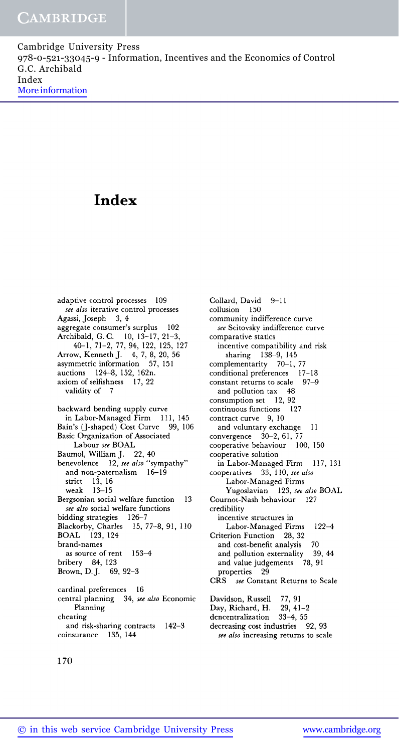Cambridge University Press
978-0-521-33045-9 - Information, Incentives and the Economics of Control
G.C. Archibald
Index
More information

# Index

adaptive control processes 109
  *see also* iterative control processes
Agassi, Joseph 3, 4
aggregate consumer's surplus 102
Archibald, G.C. 10, 13–17, 21–3, 40–1, 71–2, 77, 94, 122, 125, 127
Arrow, Kenneth J. 4, 7, 8, 20, 56
asymmetric information 57, 151
auctions 124–8, 152, 162n.
axiom of selfishness 17, 22
  validity of 7

backward bending supply curve
  in Labor-Managed Firm 111, 145
Bain's (J-shaped) Cost Curve 99, 106
Basic Organization of Associated Labour *see* BOAL
Baumol, William J. 22, 40
benevolence 12, *see also* "sympathy"
  and non-paternalism 16–19
  strict 13, 16
  weak 13–15
Bergsonian social welfare function 13
  *see also* social welfare functions
bidding strategies 126–7
Blackorby, Charles 15, 77–8, 91, 110
BOAL 123, 124
brand-names
  as source of rent 153–4
bribery 84, 123
Brown, D.J. 69, 92–3

cardinal preferences 16
central planning 34, *see also* Economic Planning
cheating
  and risk-sharing contracts 142–3
coinsurance 135, 144

Collard, David 9–11
collusion 150
community indifference curve
  *see* Scitovsky indifference curve
comparative statics
  incentive compatibility and risk sharing 138–9, 145
complementarity 70–1, 77
conditional preferences 17–18
constant returns to scale 97–9
  and pollution tax 48
consumption set 12, 92
continuous functions 127
contract curve 9, 10
  and voluntary exchange 11
convergence 30–2, 61, 77
cooperative behaviour 100, 150
cooperative solution
  in Labor-Managed Firm 117, 131
cooperatives 33, 110, *see also* Labor-Managed Firms
  Yugoslavian 123, *see also* BOAL
Cournot-Nash behaviour 127
credibility
  incentive structures in Labor-Managed Firms 122–4
Criterion Function 28, 32
  and cost-benefit analysis 70
  and pollution externality 39, 44
  and value judgements 78, 91
  properties 29
CRS *see* Constant Returns to Scale

Davidson, Russell 77, 91
Day, Richard, H. 29, 41–2
dencentralization 33–4, 55
decreasing cost industries 92, 93
  *see also* increasing returns to scale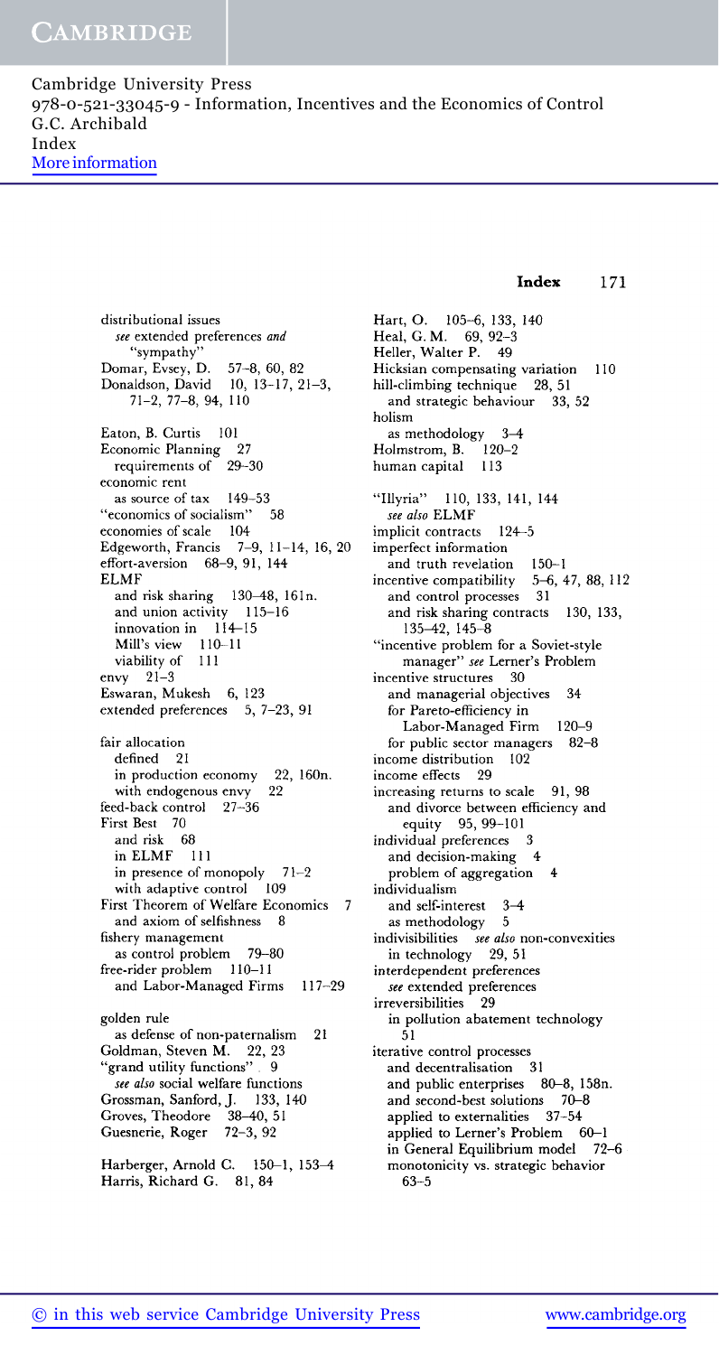distributional issues
  *see* extended preferences *and* "sympathy"
Domar, Evsey, D. 57–8, 60, 82
Donaldson, David 10, 13–17, 21–3, 71–2, 77–8, 94, 110

Eaton, B. Curtis 101
Economic Planning 27
  requirements of 29–30
economic rent
  as source of tax 149–53
"economics of socialism" 58
economies of scale 104
Edgeworth, Francis 7–9, 11–14, 16, 20
effort-aversion 68–9, 91, 144
ELMF
  and risk sharing 130–48, 161n.
  and union activity 115–16
  innovation in 114–15
  Mill's view 110–11
  viability of 111
envy 21–3
Eswaran, Mukesh 6, 123
extended preferences 5, 7–23, 91

fair allocation
  defined 21
  in production economy 22, 160n.
  with endogenous envy 22
feed-back control 27–36
First Best 70
  and risk 68
  in ELMF 111
  in presence of monopoly 71–2
  with adaptive control 109
First Theorem of Welfare Economics 7
  and axiom of selfishness 8
fishery management
  as control problem 79–80
free-rider problem 110–11
  and Labor-Managed Firms 117–29

golden rule
  as defense of non-paternalism 21
Goldman, Steven M. 22, 23
"grand utility functions" 9
  *see also* social welfare functions
Grossman, Sanford, J. 133, 140
Groves, Theodore 38–40, 51
Guesnerie, Roger 72–3, 92

Harberger, Arnold C. 150–1, 153–4
Harris, Richard G. 81, 84

Hart, O. 105–6, 133, 140
Heal, G. M. 69, 92–3
Heller, Walter P. 49
Hicksian compensating variation 110
hill-climbing technique 28, 51
  and strategic behaviour 33, 52
holism
  as methodology 3–4
Holmstrom, B. 120–2
human capital 113

"Illyria" 110, 133, 141, 144
  *see also* ELMF
implicit contracts 124–5
imperfect information
  and truth revelation 150–1
incentive compatibility 5–6, 47, 88, 112
  and control processes 31
  and risk sharing contracts 130, 133, 135–42, 145–8
"incentive problem for a Soviet-style manager" *see* Lerner's Problem
incentive structures 30
  and managerial objectives 34
  for Pareto-efficiency in Labor-Managed Firm 120–9
  for public sector managers 82–8
income distribution 102
income effects 29
increasing returns to scale 91, 98
  and divorce between efficiency and equity 95, 99–101
individual preferences 3
  and decision-making 4
  problem of aggregation 4
individualism
  and self-interest 3–4
  as methodology 5
indivisibilities *see also* non-convexities
  in technology 29, 51
interdependent preferences
  *see* extended preferences
irreversibilities 29
  in pollution abatement technology 51
iterative control processes
  and decentralisation 31
  and public enterprises 80–8, 158n.
  and second-best solutions 70–8
  applied to externalities 37–54
  applied to Lerner's Problem 60–1
  in General Equilibrium model 72–6
  monotonicity vs. strategic behavior 63–5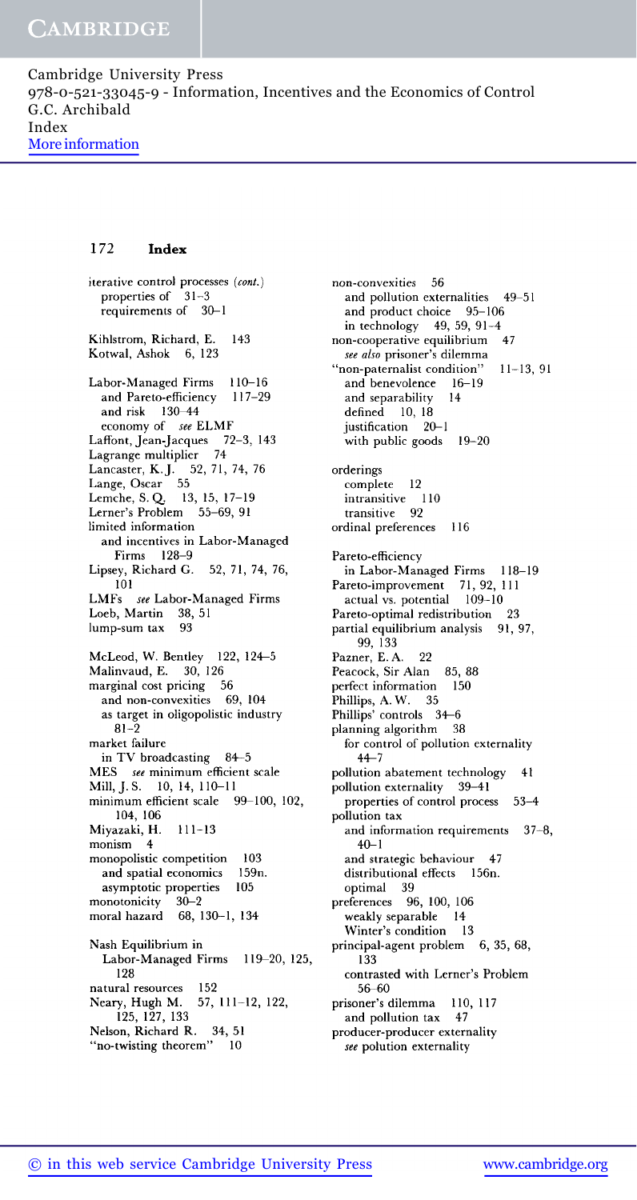iterative control processes (*cont.*)
  properties of 31–3
  requirements of 30–1

Kihlstrom, Richard, E. 143
Kotwal, Ashok 6, 123

Labor-Managed Firms 110–16
  and Pareto-efficiency 117–29
  and risk 130–44
  economy of *see* ELMF
Laffont, Jean-Jacques 72–3, 143
Lagrange multiplier 74
Lancaster, K. J. 52, 71, 74, 76
Lange, Oscar 55
Lemche, S. Q. 13, 15, 17–19
Lerner's Problem 55–69, 91
limited information
  and incentives in Labor-Managed Firms 128–9
Lipsey, Richard G. 52, 71, 74, 76, 101
LMFs *see* Labor-Managed Firms
Loeb, Martin 38, 51
lump-sum tax 93

McLeod, W. Bentley 122, 124–5
Malinvaud, E. 30, 126
marginal cost pricing 56
  and non-convexities 69, 104
  as target in oligopolistic industry 81–2
market failure
  in TV broadcasting 84–5
MES *see* minimum efficient scale
Mill, J. S. 10, 14, 110–11
minimum efficient scale 99–100, 102, 104, 106
Miyazaki, H. 111–13
monism 4
monopolistic competition 103
  and spatial economics 159n.
  asymptotic properties 105
monotonicity 30–2
moral hazard 68, 130–1, 134

Nash Equilibrium in
  Labor-Managed Firms 119–20, 125, 128
natural resources 152
Neary, Hugh M. 57, 111–12, 122, 125, 127, 133
Nelson, Richard R. 34, 51
"no-twisting theorem" 10

non-convexities 56
  and pollution externalities 49–51
  and product choice 95–106
  in technology 49, 59, 91–4
non-cooperative equilibrium 47
  *see also* prisoner's dilemma
"non-paternalist condition" 11–13, 91
  and benevolence 16–19
  and separability 14
  defined 10, 18
  justification 20–1
  with public goods 19–20

orderings
  complete 12
  intransitive 110
  transitive 92
ordinal preferences 116

Pareto-efficiency
  in Labor-Managed Firms 118–19
Pareto-improvement 71, 92, 111
  actual vs. potential 109–10
Pareto-optimal redistribution 23
partial equilibrium analysis 91, 97, 99, 133
Pazner, E. A. 22
Peacock, Sir Alan 85, 88
perfect information 150
Phillips, A. W. 35
Phillips' controls 34–6
planning algorithm 38
  for control of pollution externality 44–7
pollution abatement technology 41
pollution externality 39–41
  properties of control process 53–4
pollution tax
  and information requirements 37–8, 40–1
  and strategic behaviour 47
  distributional effects 156n.
  optimal 39
preferences 96, 100, 106
  weakly separable 14
  Winter's condition 13
principal-agent problem 6, 35, 68, 133
  contrasted with Lerner's Problem 56–60
prisoner's dilemma 110, 117
  and pollution tax 47
producer-producer externality
  *see* polution externality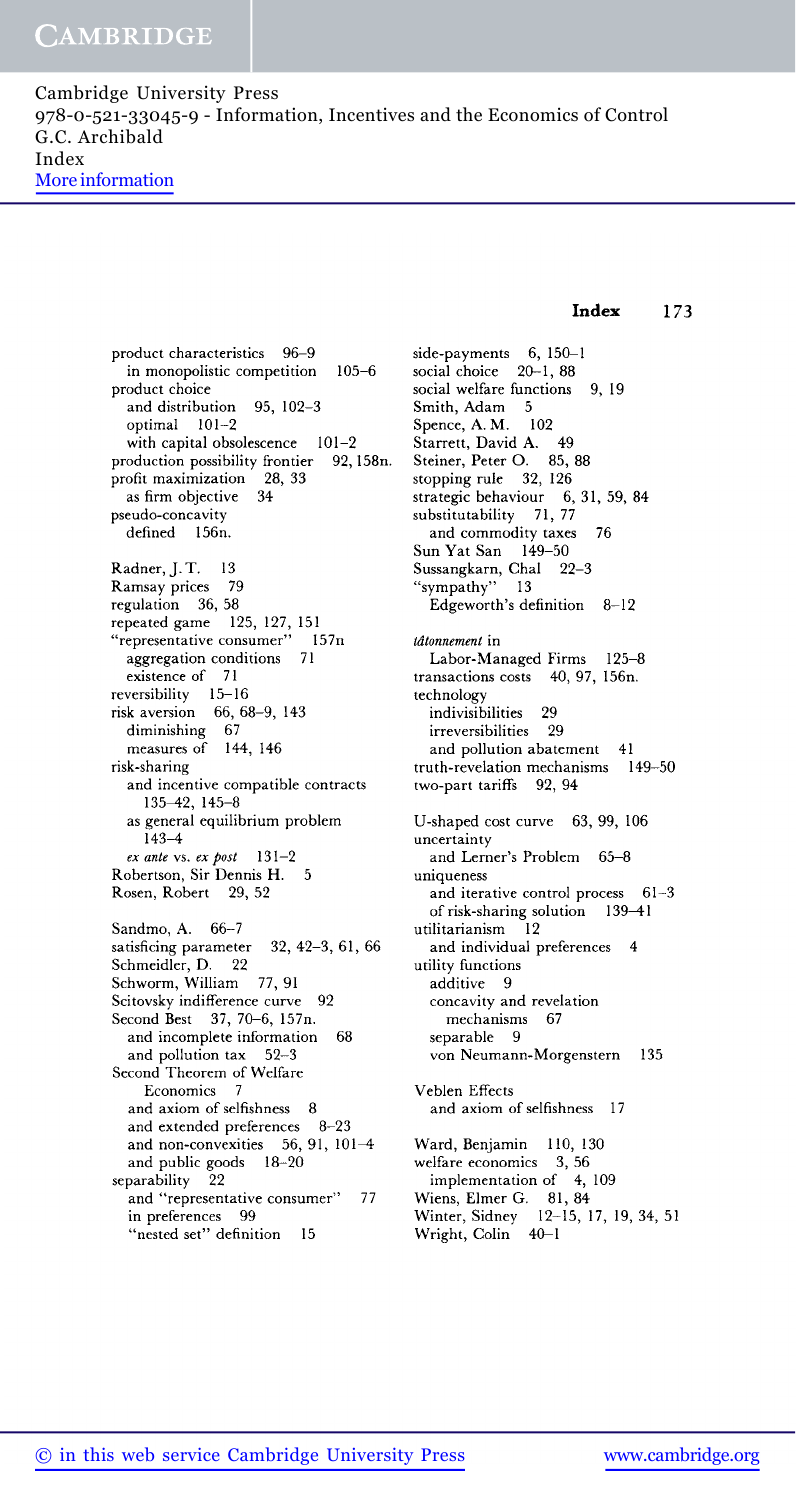product characteristics 96–9
  in monopolistic competition 105–6
product choice
  and distribution 95, 102–3
  optimal 101–2
  with capital obsolescence 101–2
production possibility frontier 92, 158n.
profit maximization 28, 33
  as firm objective 34
pseudo-concavity
  defined 156n.

Radner, J. T. 13
Ramsay prices 79
regulation 36, 58
repeated game 125, 127, 151
"representative consumer" 157n
  aggregation conditions 71
  existence of 71
reversibility 15–16
risk aversion 66, 68–9, 143
  diminishing 67
  measures of 144, 146
risk-sharing
  and incentive compatible contracts 135–42, 145–8
  as general equilibrium problem 143–4
  *ex ante* vs. *ex post* 131–2
Robertson, Sir Dennis H. 5
Rosen, Robert 29, 52

Sandmo, A. 66–7
satisficing parameter 32, 42–3, 61, 66
Schmeidler, D. 22
Schworm, William 77, 91
Scitovsky indifference curve 92
Second Best 37, 70–6, 157n.
  and incomplete information 68
  and pollution tax 52–3
Second Theorem of Welfare Economics 7
  and axiom of selfishness 8
  and extended preferences 8–23
  and non-convexities 56, 91, 101–4
  and public goods 18–20
separability 22
  and "representative consumer" 77
  in preferences 99
  "nested set" definition 15

side-payments 6, 150–1
social choice 20–1, 88
social welfare functions 9, 19
Smith, Adam 5
Spence, A. M. 102
Starrett, David A. 49
Steiner, Peter O. 85, 88
stopping rule 32, 126
strategic behaviour 6, 31, 59, 84
substitutability 71, 77
  and commodity taxes 76
Sun Yat San 149–50
Sussangkarn, Chal 22–3
"sympathy" 13
  Edgeworth's definition 8–12

*tâtonnement* in
  Labor-Managed Firms 125–8
transactions costs 40, 97, 156n.
technology
  indivisibilities 29
  irreversibilities 29
  and pollution abatement 41
truth-revelation mechanisms 149–50
two-part tariffs 92, 94

U-shaped cost curve 63, 99, 106
uncertainty
  and Lerner's Problem 65–8
uniqueness
  and iterative control process 61–3
  of risk-sharing solution 139–41
utilitarianism 12
  and individual preferences 4
utility functions
  additive 9
  concavity and revelation mechanisms 67
  separable 9
  von Neumann-Morgenstern 135

Veblen Effects
  and axiom of selfishness 17

Ward, Benjamin 110, 130
welfare economics 3, 56
  implementation of 4, 109
Wiens, Elmer G. 81, 84
Winter, Sidney 12–15, 17, 19, 34, 51
Wright, Colin 40–1